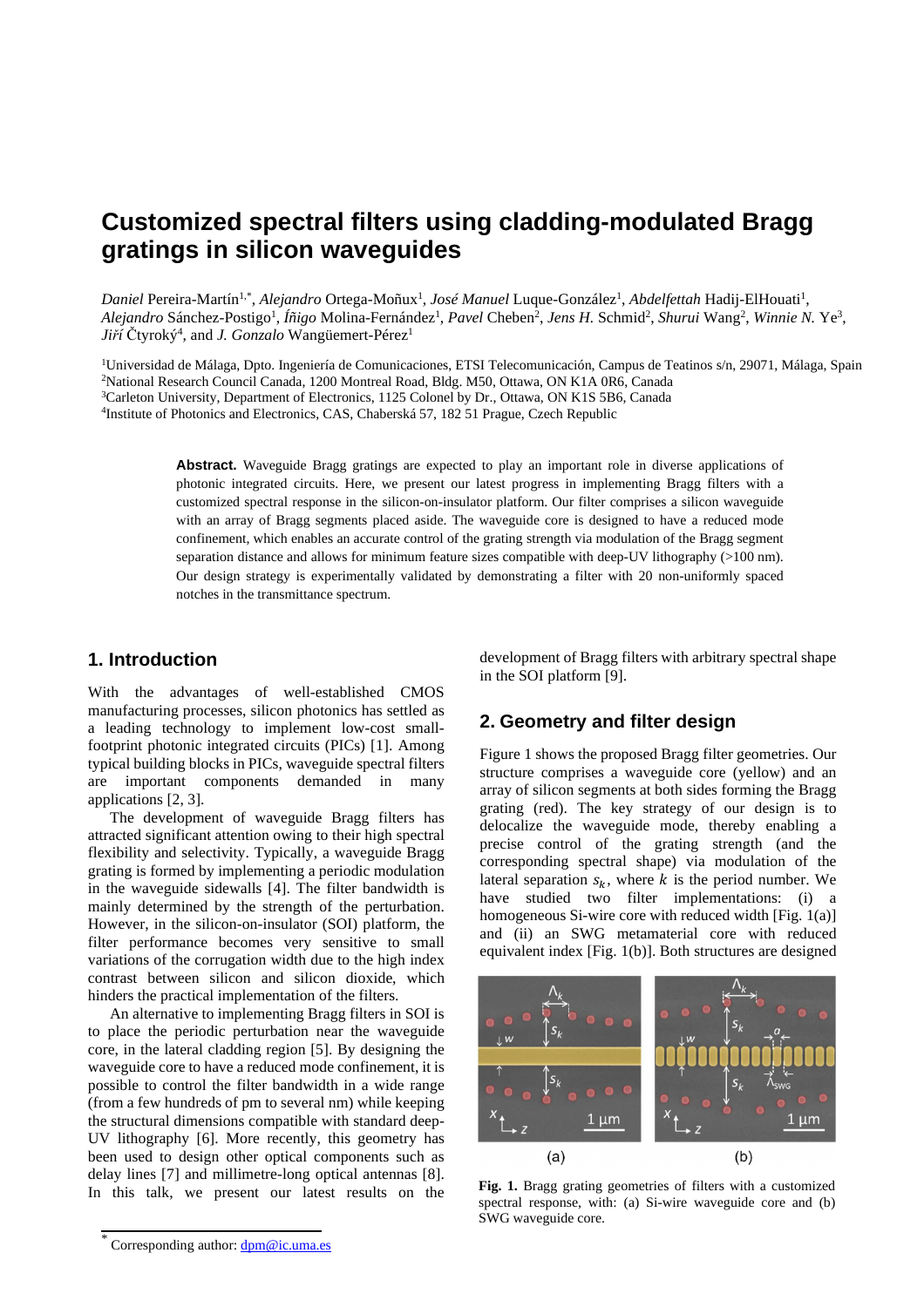# Customized spectral filters using cladding-modulated Bragg gratings in silicon waveguides

*Daniel* Pereira-Martín[1,*], *Alejandro* Ortega-Moñux[1], *José Manuel* Luque-González[1], *Abdelfettah* Hadij-ElHouati[1], *Alejandro* Sánchez-Postigo[1], *Íñigo* Molina-Fernández[1], *Pavel* Cheben[2], *Jens H.* Schmid[2], *Shurui* Wang[2], *Winnie N.* Ye[3], *Jiří* Čtyroký[4], and *J. Gonzalo* Wangüemert-Pérez[1]

[1]Universidad de Málaga, Dpto. Ingeniería de Comunicaciones, ETSI Telecomunicación, Campus de Teatinos s/n, 29071, Málaga, Spain
[2]National Research Council Canada, 1200 Montreal Road, Bldg. M50, Ottawa, ON K1A 0R6, Canada
[3]Carleton University, Department of Electronics, 1125 Colonel by Dr., Ottawa, ON K1S 5B6, Canada
[4]Institute of Photonics and Electronics, CAS, Chaberská 57, 182 51 Prague, Czech Republic

**Abstract.** Waveguide Bragg gratings are expected to play an important role in diverse applications of photonic integrated circuits. Here, we present our latest progress in implementing Bragg filters with a customized spectral response in the silicon-on-insulator platform. Our filter comprises a silicon waveguide with an array of Bragg segments placed aside. The waveguide core is designed to have a reduced mode confinement, which enables an accurate control of the grating strength via modulation of the Bragg segment separation distance and allows for minimum feature sizes compatible with deep-UV lithography (>100 nm). Our design strategy is experimentally validated by demonstrating a filter with 20 non-uniformly spaced notches in the transmittance spectrum.

## 1. Introduction

With the advantages of well-established CMOS manufacturing processes, silicon photonics has settled as a leading technology to implement low-cost small-footprint photonic integrated circuits (PICs) [1]. Among typical building blocks in PICs, waveguide spectral filters are important components demanded in many applications [2, 3].

The development of waveguide Bragg filters has attracted significant attention owing to their high spectral flexibility and selectivity. Typically, a waveguide Bragg grating is formed by implementing a periodic modulation in the waveguide sidewalls [4]. The filter bandwidth is mainly determined by the strength of the corrugation. However, in the silicon-on-insulator (SOI) platform, the filter performance becomes very sensitive to small variations of the corrugation width due to the high index contrast between silicon and silicon dioxide, which hinders the practical implementation of the filters.

An alternative to implementing Bragg filters in SOI is to place the periodic perturbation near the waveguide core, in the lateral cladding region [5]. By designing the waveguide core to have a reduced mode confinement, it is possible to control the filter bandwidth in a wide range (from a few hundreds of pm to several nm) while keeping the structural dimensions compatible with standard deep-UV lithography [6]. More recently, this geometry has been used to design other optical components such as delay lines [7] and millimetre-long optical antennas [8]. In this talk, we present our latest results on the development of Bragg filters with arbitrary spectral shape in the SOI platform [9].

## 2. Geometry and filter design

Figure 1 shows the proposed Bragg filter geometries. Our structure comprises a waveguide core (yellow) and an array of silicon segments at both sides forming the Bragg grating (red). The key strategy of our design is to delocalize the waveguide mode, thereby enabling a precise control of the grating strength (and the corresponding spectral shape) via modulation of the lateral separation $s_k$, where $k$ is the period number. We have studied two filter implementations: (i) a homogeneous Si-wire core with reduced width [Fig. 1(a)] and (ii) an SWG metamaterial core with reduced equivalent index [Fig. 1(b)]. Both structures are designed

**Fig. 1.** Bragg grating geometries of filters with a customized spectral response, with: (a) Si-wire waveguide core and (b) SWG waveguide core.

[*] Corresponding author: dpm@ic.uma.es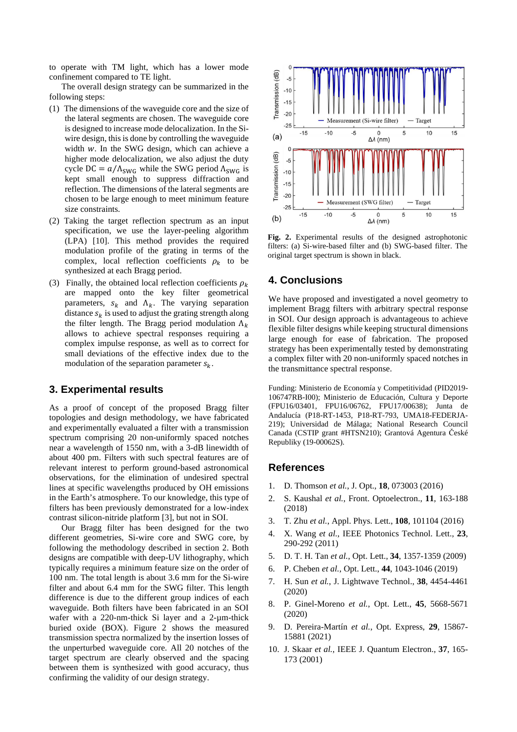to operate with TM light, which has a lower mode confinement compared to TE light.

The overall design strategy can be summarized in the following steps:

(1) The dimensions of the waveguide core and the size of the lateral segments are chosen. The waveguide core is designed to increase mode delocalization. In the Si-wire design, this is done by controlling the waveguide width $w$. In the SWG design, which can achieve a higher mode delocalization, we also adjust the duty cycle $\mathrm{DC} = a/\Lambda_{\mathrm{SWG}}$ while the SWG period $\Lambda_{\mathrm{SWG}}$ is kept small enough to suppress diffraction and reflection. The dimensions of the lateral segments are chosen to be large enough to meet minimum feature size constraints.

(2) Taking the target reflection spectrum as an input specification, we use the layer-peeling algorithm (LPA) [10]. This method provides the required modulation profile of the grating in terms of the complex, local reflection coefficients $\rho_k$ to be synthesized at each Bragg period.

(3) Finally, the obtained local reflection coefficients $\rho_k$ are mapped onto the key filter geometrical parameters, $s_k$ and $\Lambda_k$. The varying separation distance $s_k$ is used to adjust the grating strength along the filter length. The Bragg period modulation $\Lambda_k$ allows to achieve spectral responses requiring a complex impulse response, as well as to correct for small deviations of the effective index due to the modulation of the separation parameter $s_k$.

## 3. Experimental results

As a proof of concept of the proposed Bragg filter topologies and design methodology, we have fabricated and experimentally evaluated a filter with a transmission spectrum comprising 20 non-uniformly spaced notches near a wavelength of 1550 nm, with a 3-dB linewidth of about 400 pm. Filters with such spectral features are of relevant interest to perform ground-based astronomical observations, for the elimination of undesired spectral lines at specific wavelengths produced by OH emissions in the Earth's atmosphere. To our knowledge, this type of filters has been previously demonstrated for a low-index contrast silicon-nitride platform [3], but not in SOI.

Our Bragg filter has been designed for the two different geometries, Si-wire core and SWG core, by following the methodology described in section 2. Both designs are compatible with deep-UV lithography, which typically requires a minimum feature size on the order of 100 nm. The total length is about 3.6 mm for the Si-wire filter and about 6.4 mm for the SWG filter. This length difference is due to the different group indices of each waveguide. Both filters have been fabricated in an SOI wafer with a 220-nm-thick Si layer and a 2-µm-thick buried oxide (BOX). Figure 2 shows the measured transmission spectra normalized by the insertion losses of the unperturbed waveguide core. All 20 notches of the target spectrum are clearly observed and the spacing between them is synthesized with good accuracy, thus confirming the validity of our design strategy.

(a)
Transmission (dB)
0
-5
-10
-15
-20
-25
Measurement (Si-wire filter)
Target
-15 -10 -5 0 5 10 15
Δλ (nm)

(b)
Transmission (dB)
0
-5
-10
-15
-20
-25
Measurement (SWG filter)
Target
-15 -10 -5 0 5 10 15
Δλ (nm)

**Fig. 2.** Experimental results of the designed astrophotonic filters: (a) Si-wire-based filter and (b) SWG-based filter. The original target spectrum is shown in black.

## 4. Conclusions

We have proposed and investigated a novel geometry to implement Bragg filters with arbitrary spectral response in SOI. Our design approach is advantageous to achieve flexible filter designs while keeping structural dimensions large enough for ease of fabrication. The proposed strategy has been experimentally tested by demonstrating a complex filter with 20 non-uniformly spaced notches in the transmittance spectral response.

Funding: Ministerio de Economía y Competitividad (PID2019-106747RB-I00); Ministerio de Educación, Cultura y Deporte (FPU16/03401, FPU16/06762, FPU17/00638); Junta de Andalucía (P18-RT-1453, P18-RT-793, UMA18-FEDERJA-219); Universidad de Málaga; National Research Canada (CSTIP grant #HTSN210); Grantová Agentura České Republiky (19-00062S).

## References

1. D. Thomson *et al.*, J. Opt., **18**, 073003 (2016)
2. S. Kaushal *et al.*, Front. Optoelectron., **11**, 163-188 (2018)
3. T. Zhu *et al.*, Appl. Phys. Lett., **108**, 101104 (2016)
4. X. Wang *et al.*, IEEE Photonics Technol. Lett., **23**, 290-292 (2011)
5. D. T. H. Tan *et al.*, Opt. Lett., **34**, 1357-1359 (2009)
6. P. Cheben *et al.*, Opt. Lett., **44**, 1043-1046 (2019)
7. H. Sun *et al.*, J. Lightwave Technol., **38**, 4454-4461 (2020)
8. P. Ginel-Moreno *et al.*, Opt. Lett., **45**, 5668-5671 (2020)
9. D. Pereira-Martín *et al.*, Opt. Express, **29**, 15867-15881 (2021)
10. J. Skaar *et al.*, IEEE J. Quantum Electron., **37**, 165-173 (2001)